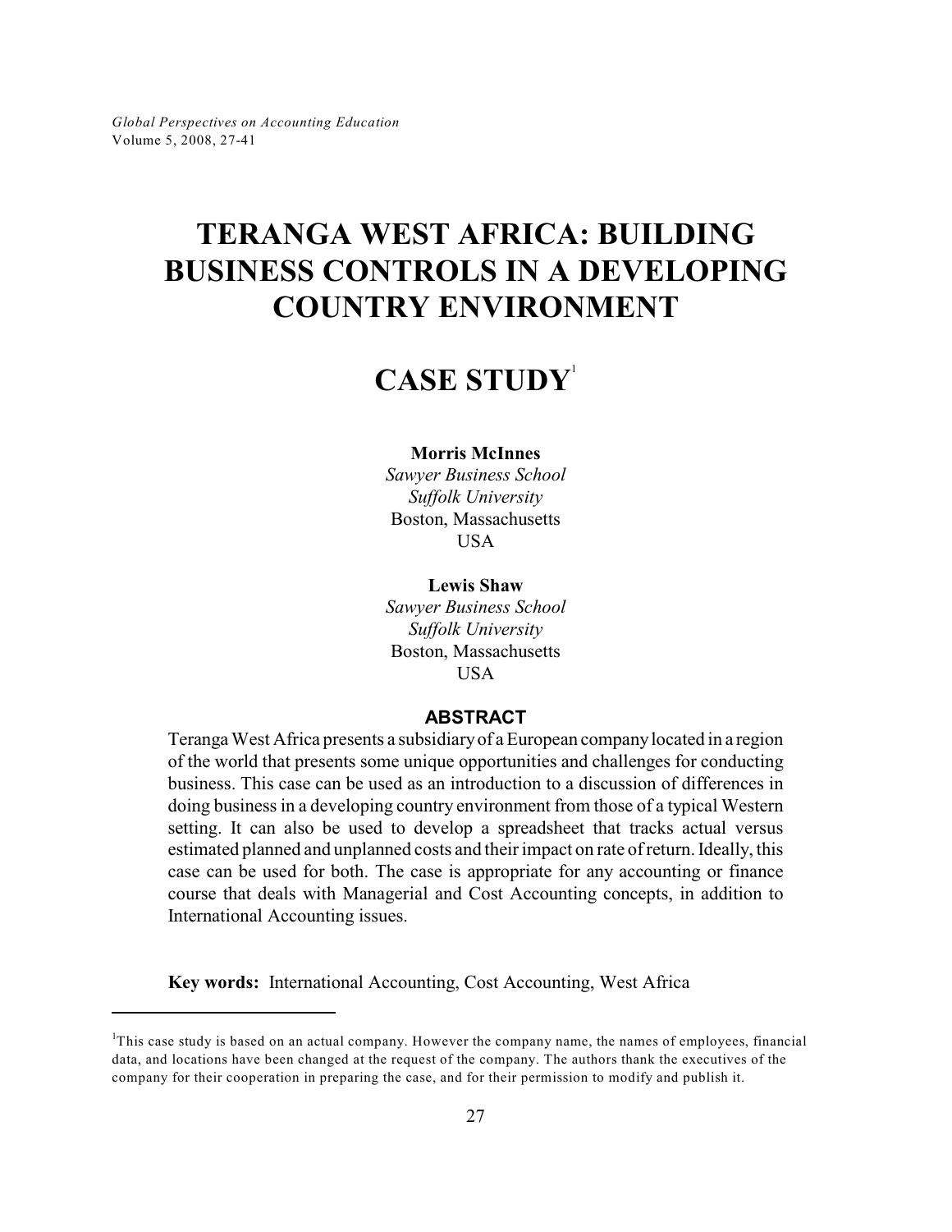# TERANGA WEST AFRICA: BUILDING BUSINESS CONTROLS IN A DEVELOPING COUNTRY ENVIRONMENT

## CASE STUDY[1]

**Morris McInnes**
*Sawyer Business School*
*Suffolk University*
Boston, Massachusetts
USA

**Lewis Shaw**
*Sawyer Business School*
*Suffolk University*
Boston, Massachusetts
USA

### ABSTRACT

Teranga West Africa presents a subsidiary of a European company located in a region of the world that presents some unique opportunities and challenges for conducting business. This case can be used as an introduction to a discussion of differences in doing business in a developing country environment from those of a typical Western setting. It can also be used to develop a spreadsheet that tracks actual versus estimated planned and unplanned costs and their impact on rate of return. Ideally, this case can be used for both. The case is appropriate for any accounting or finance course that deals with Managerial and Cost Accounting concepts, in addition to International Accounting issues.

**Key words:** International Accounting, Cost Accounting, West Africa

---

[1] This case study is based on an actual company. However the company name, the names of employees, financial data, and locations have been changed at the request of the company. The authors thank the executives of the company for their cooperation in preparing the case, and for their permission to modify and publish it.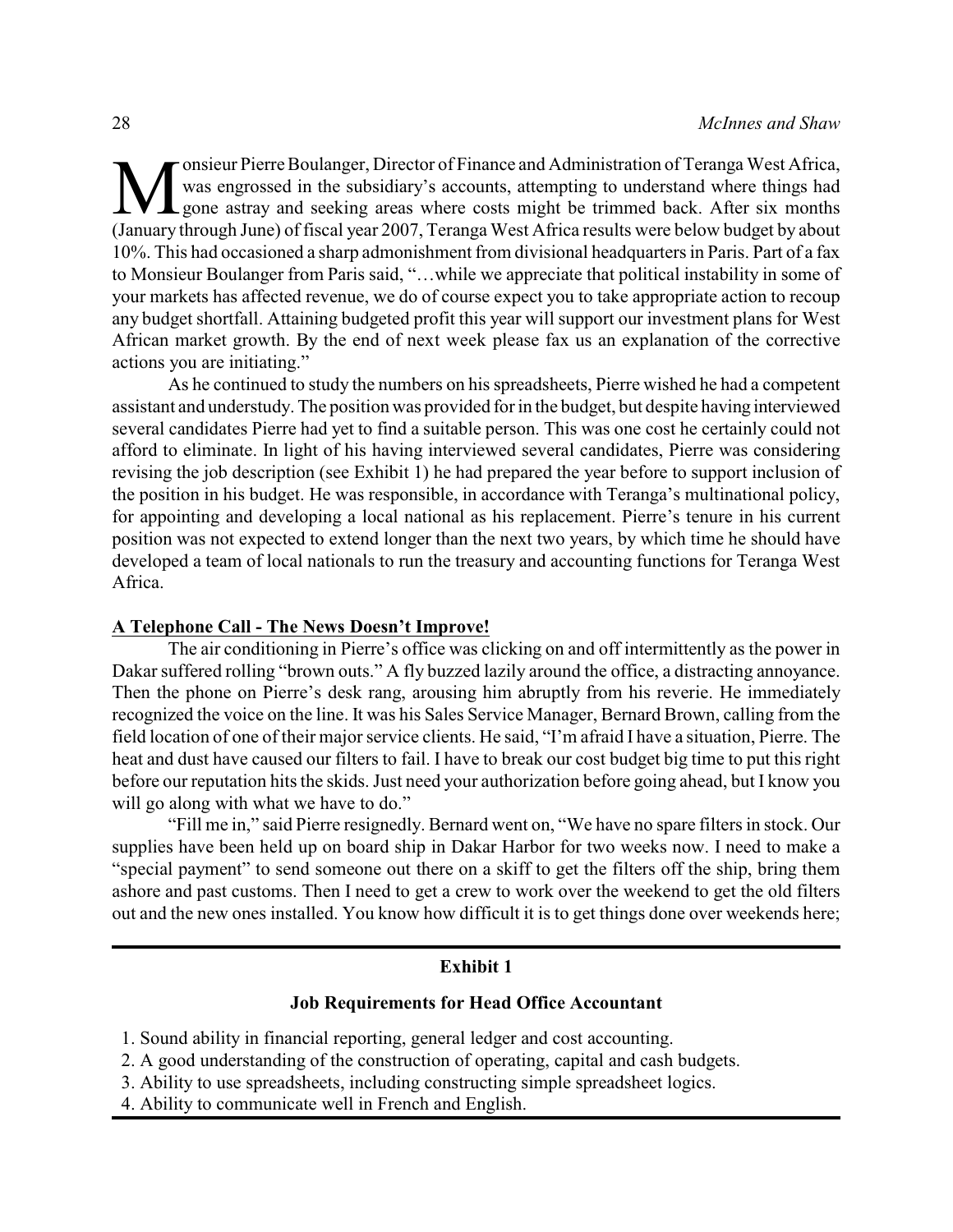Monsieur Pierre Boulanger, Director of Finance and Administration of Teranga West Africa, was engrossed in the subsidiary's accounts, attempting to understand where things had gone astray and seeking areas where costs might be trimmed back. After six months (January through June) of fiscal year 2007, Teranga West Africa results were below budget by about 10%. This had occasioned a sharp admonishment from divisional headquarters in Paris. Part of a fax to Monsieur Boulanger from Paris said, "…while we appreciate that political instability in some of your markets has affected revenue, we do of course expect you to take appropriate action to recoup any budget shortfall. Attaining budgeted profit this year will support our investment plans for West African market growth. By the end of next week please fax us an explanation of the corrective actions you are initiating."

As he continued to study the numbers on his spreadsheets, Pierre wished he had a competent assistant and understudy. The position was provided for in the budget, but despite having interviewed several candidates Pierre had yet to find a suitable person. This was one cost he certainly could not afford to eliminate. In light of his having interviewed several candidates, Pierre was considering revising the job description (see Exhibit 1) he had prepared the year before to support inclusion of the position in his budget. He was responsible, in accordance with Teranga's multinational policy, for appointing and developing a local national as his replacement. Pierre's tenure in his current position was not expected to extend longer than the next two years, by which time he should have developed a team of local nationals to run the treasury and accounting functions for Teranga West Africa.

## A Telephone Call - The News Doesn't Improve!

The air conditioning in Pierre's office was clicking on and off intermittently as the power in Dakar suffered rolling "brown outs." A fly buzzed lazily around the office, a distracting annoyance. Then the phone on Pierre's desk rang, arousing him abruptly from his reverie. He immediately recognized the voice on the line. It was his Sales Service Manager, Bernard Brown, calling from the field location of one of their major service clients. He said, "I'm afraid I have a situation, Pierre. The heat and dust have caused our filters to fail. I have to break our cost budget big time to put this right before our reputation hits the skids. Just need your authorization before going ahead, but I know you will go along with what we have to do."

"Fill me in," said Pierre resignedly. Bernard went on, "We have no spare filters in stock. Our supplies have been held up on board ship in Dakar Harbor for two weeks now. I need to make a "special payment" to send someone out there on a skiff to get the filters off the ship, bring them ashore and past customs. Then I need to get a crew to work over the weekend to get the old filters out and the new ones installed. You know how difficult it is to get things done over weekends here;

---

**Exhibit 1**

**Job Requirements for Head Office Accountant**

1. Sound ability in financial reporting, general ledger and cost accounting.
2. A good understanding of the construction of operating, capital and cash budgets.
3. Ability to use spreadsheets, including constructing simple spreadsheet logics.
4. Ability to communicate well in French and English.

---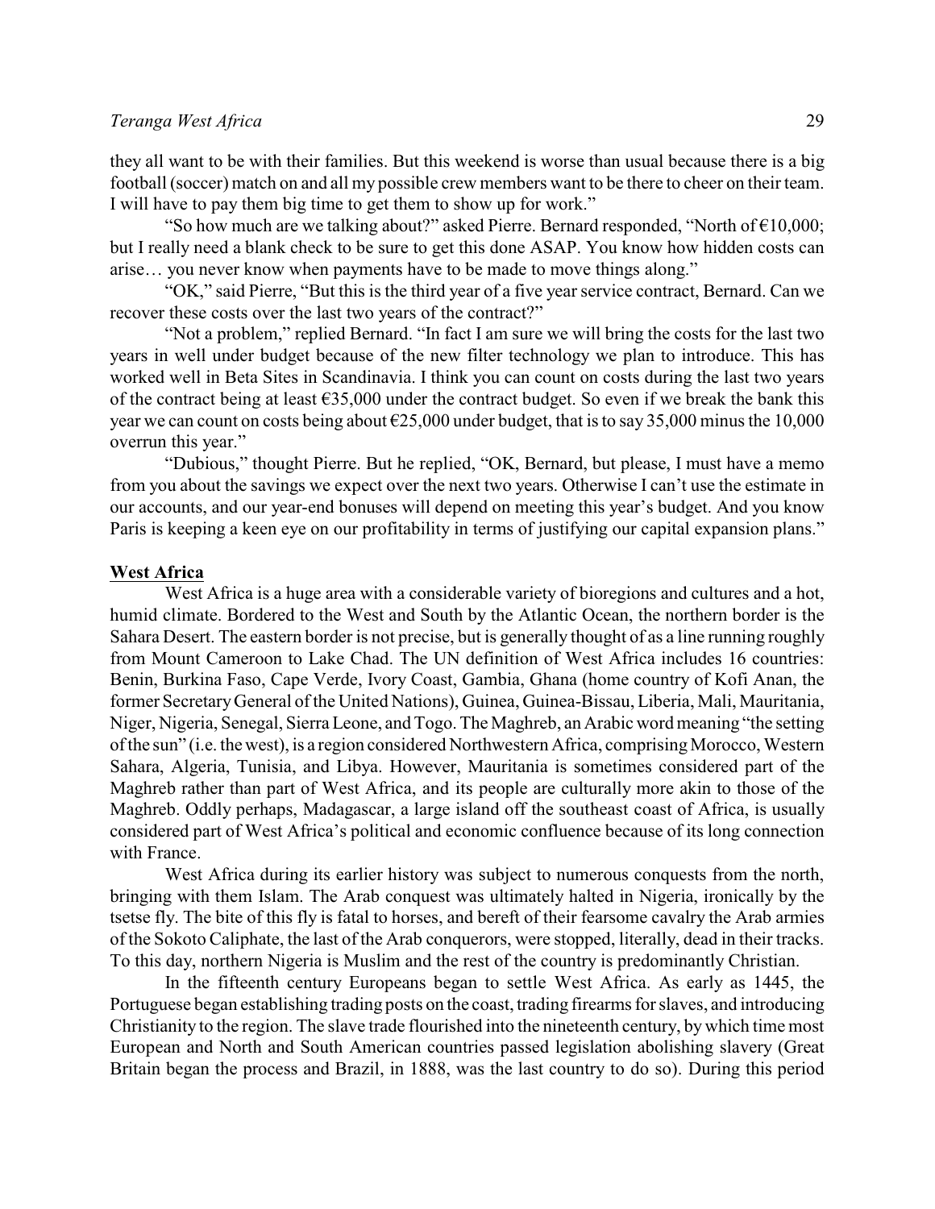they all want to be with their families. But this weekend is worse than usual because there is a big football (soccer) match on and all my possible crew members want to be there to cheer on their team. I will have to pay them big time to get them to show up for work."

"So how much are we talking about?" asked Pierre. Bernard responded, "North of €10,000; but I really need a blank check to be sure to get this done ASAP. You know how hidden costs can arise… you never know when payments have to be made to move things along."

"OK," said Pierre, "But this is the third year of a five year service contract, Bernard. Can we recover these costs over the last two years of the contract?"

"Not a problem," replied Bernard. "In fact I am sure we will bring the costs for the last two years in well under budget because of the new filter technology we plan to introduce. This has worked well in Beta Sites in Scandinavia. I think you can count on costs during the last two years of the contract being at least €35,000 under the contract budget. So even if we break the bank this year we can count on costs being about €25,000 under budget, that is to say 35,000 minus the 10,000 overrun this year."

"Dubious," thought Pierre. But he replied, "OK, Bernard, but please, I must have a memo from you about the savings we expect over the next two years. Otherwise I can't use the estimate in our accounts, and our year-end bonuses will depend on meeting this year's budget. And you know Paris is keeping a keen eye on our profitability in terms of justifying our capital expansion plans."

## West Africa

West Africa is a huge area with a considerable variety of bioregions and cultures and a hot, humid climate. Bordered to the West and South by the Atlantic Ocean, the northern border is the Sahara Desert. The eastern border is not precise, but is generally thought of as a line running roughly from Mount Cameroon to Lake Chad. The UN definition of West Africa includes 16 countries: Benin, Burkina Faso, Cape Verde, Ivory Coast, Gambia, Ghana (home country of Kofi Anan, the former Secretary General of the United Nations), Guinea, Guinea-Bissau, Liberia, Mali, Mauritania, Niger, Nigeria, Senegal, Sierra Leone, and Togo. The Maghreb, an Arabic word meaning "the setting of the sun" (i.e. the west), is a region considered Northwestern Africa, comprising Morocco, Western Sahara, Algeria, Tunisia, and Libya. However, Mauritania is sometimes considered part of the Maghreb rather than part of West Africa, and its people are culturally more akin to those of the Maghreb. Oddly perhaps, Madagascar, a large island off the southeast coast of Africa, is usually considered part of West Africa's political and economic confluence because of its long connection with France.

West Africa during its earlier history was subject to numerous conquests from the north, bringing with them Islam. The Arab conquest was ultimately halted in Nigeria, ironically by the tsetse fly. The bite of this fly is fatal to horses, and bereft of their fearsome cavalry the Arab armies of the Sokoto Caliphate, the last of the Arab conquerors, were stopped, literally, dead in their tracks. To this day, northern Nigeria is Muslim and the rest of the country is predominantly Christian.

In the fifteenth century Europeans began to settle West Africa. As early as 1445, the Portuguese began establishing trading posts on the coast, trading firearms for slaves, and introducing Christianity to the region. The slave trade flourished into the nineteenth century, by which time most European and North and South American countries passed legislation abolishing slavery (Great Britain began the process and Brazil, in 1888, was the last country to do so). During this period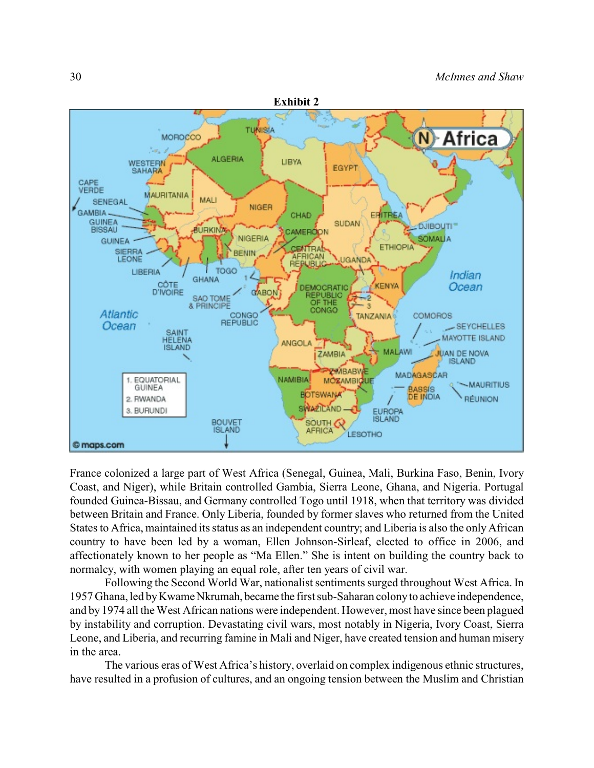**Exhibit 2**

France colonized a large part of West Africa (Senegal, Guinea, Mali, Burkina Faso, Benin, Ivory Coast, and Niger), while Britain controlled Gambia, Sierra Leone, Ghana, and Nigeria. Portugal founded Guinea-Bissau, and Germany controlled Togo until 1918, when that territory was divided between Britain and France. Only Liberia, founded by former slaves who returned from the United States to Africa, maintained its status as an independent country; and Liberia is also the only African country to have been led by a woman, Ellen Johnson-Sirleaf, elected to office in 2006, and affectionately known to her people as "Ma Ellen." She is intent on building the country back to normalcy, with women playing an equal role, after ten years of civil war.

Following the Second World War, nationalist sentiments surged throughout West Africa. In 1957 Ghana, led by Kwame Nkrumah, became the first sub-Saharan colony to achieve independence, and by 1974 all the West African nations were independent. However, most have since been plagued by instability and corruption. Devastating civil wars, most notably in Nigeria, Ivory Coast, Sierra Leone, and Liberia, and recurring famine in Mali and Niger, have created tension and human misery in the area.

The various eras of West Africa's history, overlaid on complex indigenous ethnic structures, have resulted in a profusion of cultures, and an ongoing tension between the Muslim and Christian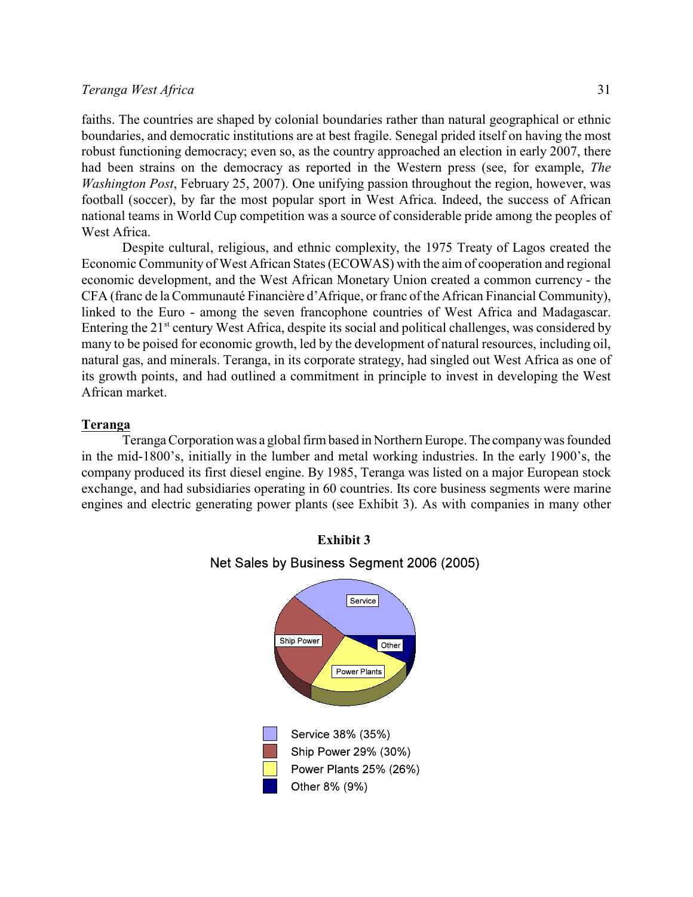faiths. The countries are shaped by colonial boundaries rather than natural geographical or ethnic boundaries, and democratic institutions are at best fragile. Senegal prided itself on having the most robust functioning democracy; even so, as the country approached an election in early 2007, there had been strains on the democracy as reported in the Western press (see, for example, *The Washington Post*, February 25, 2007). One unifying passion throughout the region, however, was football (soccer), by far the most popular sport in West Africa. Indeed, the success of African national teams in World Cup competition was a source of considerable pride among the peoples of West Africa.

Despite cultural, religious, and ethnic complexity, the 1975 Treaty of Lagos created the Economic Community of West African States (ECOWAS) with the aim of cooperation and regional economic development, and the West African Monetary Union created a common currency - the CFA (franc de la Communauté Financière d'Afrique, or franc of the African Financial Community), linked to the Euro - among the seven francophone countries of West Africa and Madagascar. Entering the 21st century West Africa, despite its social and political challenges, was considered by many to be poised for economic growth, led by the development of natural resources, including oil, natural gas, and minerals. Teranga, in its corporate strategy, had singled out West Africa as one of its growth points, and had outlined a commitment in principle to invest in developing the West African market.

## Teranga

Teranga Corporation was a global firm based in Northern Europe. The company was founded in the mid-1800's, initially in the lumber and metal working industries. In the early 1900's, the company produced its first diesel engine. By 1985, Teranga was listed on a major European stock exchange, and had subsidiaries operating in 60 countries. Its core business segments were marine engines and electric generating power plants (see Exhibit 3). As with companies in many other

**Exhibit 3**

Net Sales by Business Segment 2006 (2005)

- Service 38% (35%)
- Ship Power 29% (30%)
- Power Plants 25% (26%)
- Other 8% (9%)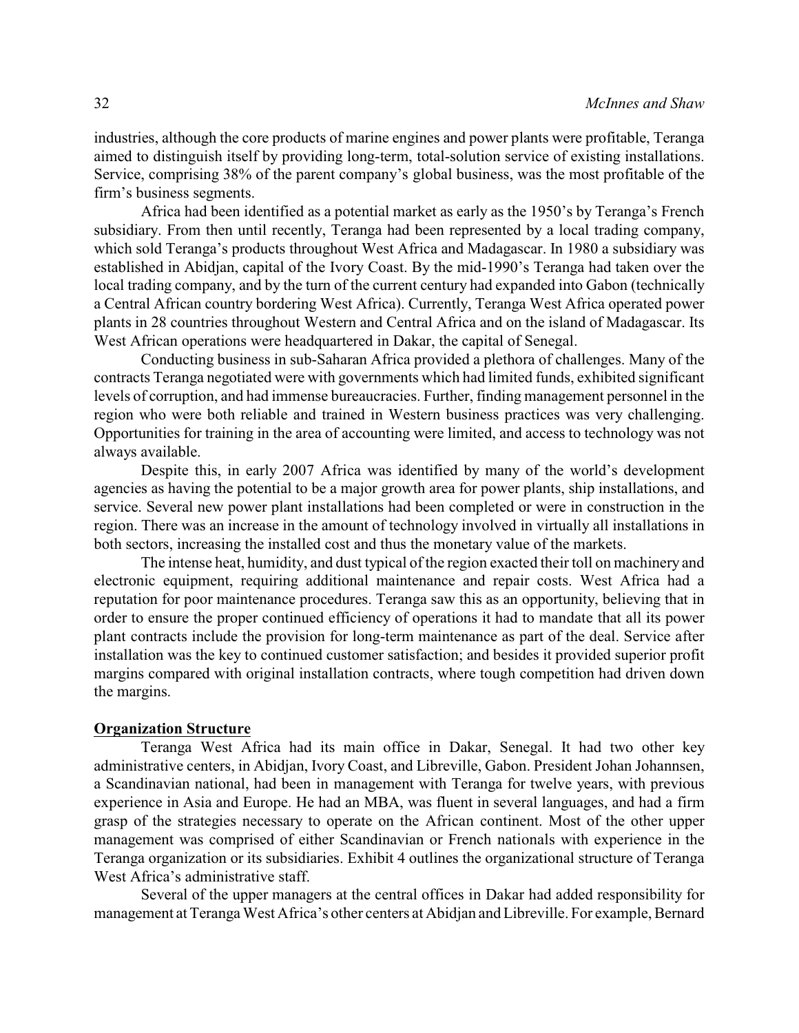industries, although the core products of marine engines and power plants were profitable, Teranga aimed to distinguish itself by providing long-term, total-solution service of existing installations. Service, comprising 38% of the parent company's global business, was the most profitable of the firm's business segments.

Africa had been identified as a potential market as early as the 1950's by Teranga's French subsidiary. From then until recently, Teranga had been represented by a local trading company, which sold Teranga's products throughout West Africa and Madagascar. In 1980 a subsidiary was established in Abidjan, capital of the Ivory Coast. By the mid-1990's Teranga had taken over the local trading company, and by the turn of the current century had expanded into Gabon (technically a Central African country bordering West Africa). Currently, Teranga West Africa operated power plants in 28 countries throughout Western and Central Africa and on the island of Madagascar. Its West African operations were headquartered in Dakar, the capital of Senegal.

Conducting business in sub-Saharan Africa provided a plethora of challenges. Many of the contracts Teranga negotiated were with governments which had limited funds, exhibited significant levels of corruption, and had immense bureaucracies. Further, finding management personnel in the region who were both reliable and trained in Western business practices was very challenging. Opportunities for training in the area of accounting were limited, and access to technology was not always available.

Despite this, in early 2007 Africa was identified by many of the world's development agencies as having the potential to be a major growth area for power plants, ship installations, and service. Several new power plant installations had been completed or were in construction in the region. There was an increase in the amount of technology involved in virtually all installations in both sectors, increasing the installed cost and thus the monetary value of the markets.

The intense heat, humidity, and dust typical of the region exacted their toll on machinery and electronic equipment, requiring additional maintenance and repair costs. West Africa had a reputation for poor maintenance procedures. Teranga saw this as an opportunity, believing that in order to ensure the proper continued efficiency of operations it had to mandate that all its power plant contracts include the provision for long-term maintenance as part of the deal. Service after installation was the key to continued customer satisfaction; and besides it provided superior profit margins compared with original installation contracts, where tough competition had driven down the margins.

## Organization Structure

Teranga West Africa had its main office in Dakar, Senegal. It had two other key administrative centers, in Abidjan, Ivory Coast, and Libreville, Gabon. President Johan Johannsen, a Scandinavian national, had been in management with Teranga for twelve years, with previous experience in Asia and Europe. He had an MBA, was fluent in several languages, and had a firm grasp of the strategies necessary to operate on the African continent. Most of the other upper management was comprised of either Scandinavian or French nationals with experience in the Teranga organization or its subsidiaries. Exhibit 4 outlines the organizational structure of Teranga West Africa's administrative staff.

Several of the upper managers at the central offices in Dakar had added responsibility for management at Teranga West Africa's other centers at Abidjan and Libreville. For example, Bernard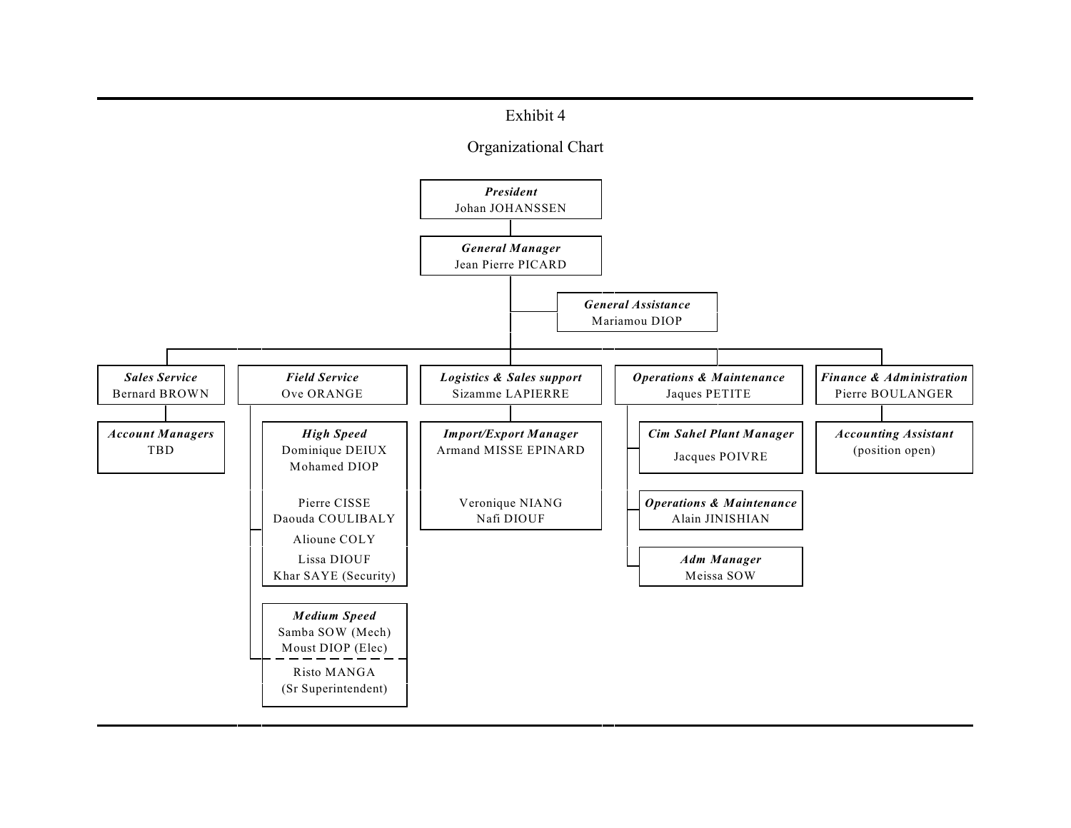# Exhibit 4

## Organizational Chart

- ***President***
  Johan JOHANSSEN
  - ***General Manager***
    Jean Pierre PICARD
    - ***General Assistance***
      Mariamou DIOP
    - ***Sales Service***
      Bernard BROWN
      - ***Account Managers***
        TBD
    - ***Field Service***
      Ove ORANGE
      - ***High Speed***
        Dominique DEIUX
        Mohamed DIOP
        Pierre CISSE
        Daouda COULIBALY
        Alioune COLY
        Lissa DIOUF
        Khar SAYE (Security)
      - ***Medium Speed***
        Samba SOW (Mech)
        Moust DIOP (Elec)
        Risto MANGA
        (Sr Superintendent)
    - ***Logistics & Sales support***
      Sizamme LAPIERRE
      - ***Import/Export Manager***
        Armand MISSE EPINARD
        Veronique NIANG
        Nafi DIOUF
    - ***Operations & Maintenance***
      Jaques PETITE
      - ***Cim Sahel Plant Manager***
        Jacques POIVRE
      - ***Operations & Maintenance***
        Alain JINISHIAN
      - ***Adm Manager***
        Meissa SOW
    - ***Finance & Administration***
      Pierre BOULANGER
      - ***Accounting Assistant***
        (position open)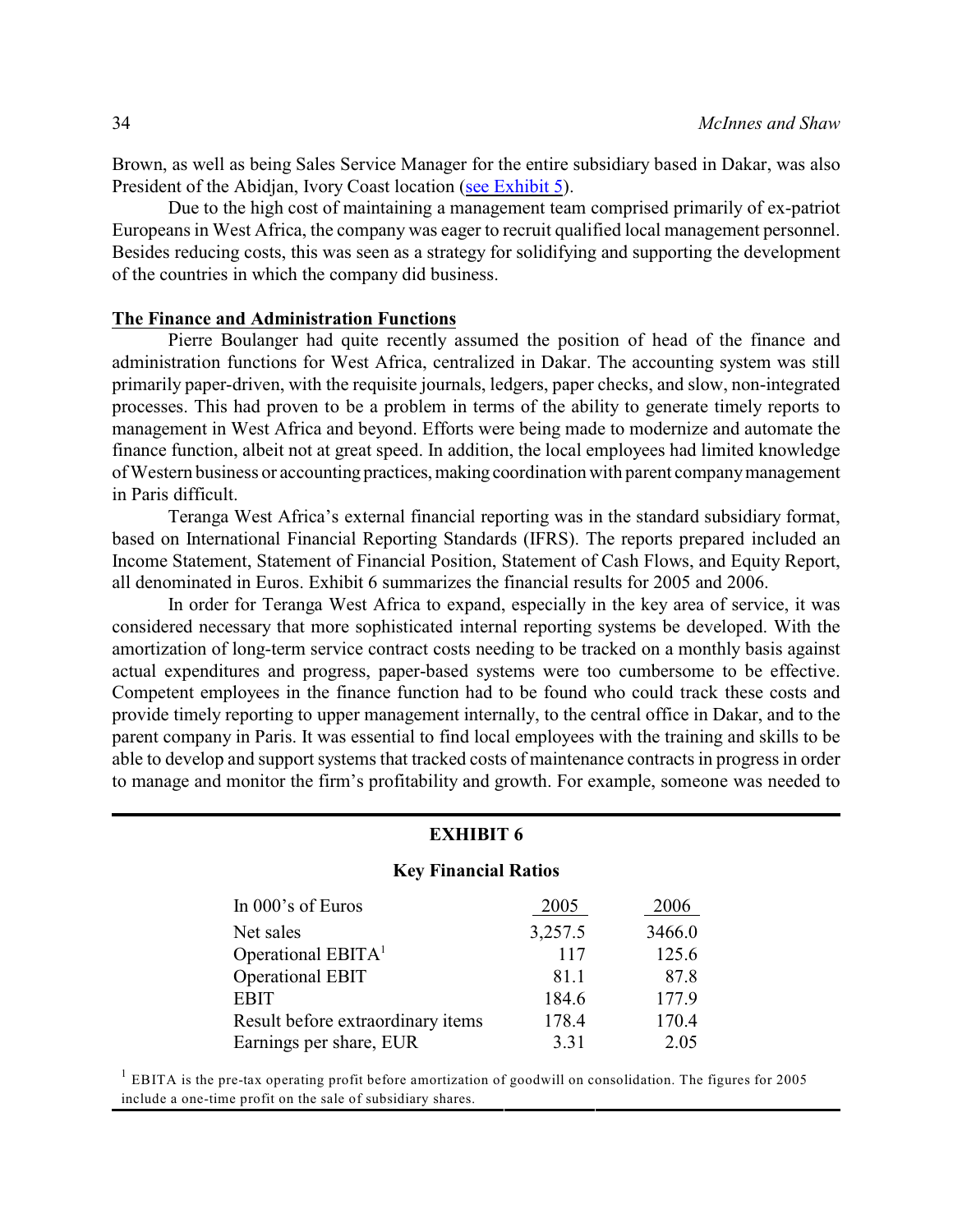Brown, as well as being Sales Service Manager for the entire subsidiary based in Dakar, was also President of the Abidjan, Ivory Coast location (see Exhibit 5).

Due to the high cost of maintaining a management team comprised primarily of ex-patriot Europeans in West Africa, the company was eager to recruit qualified local management personnel. Besides reducing costs, this was seen as a strategy for solidifying and supporting the development of the countries in which the company did business.

## The Finance and Administration Functions

Pierre Boulanger had quite recently assumed the position of head of the finance and administration functions for West Africa, centralized in Dakar. The accounting system was still primarily paper-driven, with the requisite journals, ledgers, paper checks, and slow, non-integrated processes. This had proven to be a problem in terms of the ability to generate timely reports to management in West Africa and beyond. Efforts were being made to modernize and automate the finance function, albeit not at great speed. In addition, the local employees had limited knowledge of Western business or accounting practices, making coordination with parent company management in Paris difficult.

Teranga West Africa's external financial reporting was in the standard subsidiary format, based on International Financial Reporting Standards (IFRS). The reports prepared included an Income Statement, Statement of Financial Position, Statement of Cash Flows, and Equity Report, all denominated in Euros. Exhibit 6 summarizes the financial results for 2005 and 2006.

In order for Teranga West Africa to expand, especially in the key area of service, it was considered necessary that more sophisticated internal reporting systems be developed. With the amortization of long-term service contract costs needing to be tracked on a monthly basis against actual expenditures and progress, paper-based systems were too cumbersome to be effective. Competent employees in the finance function had to be found who could track these costs and provide timely reporting to upper management internally, to the central office in Dakar, and to the parent company in Paris. It was essential to find local employees with the training and skills to be able to develop and support systems that tracked costs of maintenance contracts in progress in order to manage and monitor the firm's profitability and growth. For example, someone was needed to

**EXHIBIT 6**

**Key Financial Ratios**

| In 000's of Euros | 2005 | 2006 |
|---|---|---|
| Net sales | 3,257.5 | 3466.0 |
| Operational EBITA[1] | 117 | 125.6 |
| Operational EBIT | 81.1 | 87.8 |
| EBIT | 184.6 | 177.9 |
| Result before extraordinary items | 178.4 | 170.4 |
| Earnings per share, EUR | 3.31 | 2.05 |

[1] EBITA is the pre-tax operating profit before amortization of goodwill on consolidation. The figures for 2005 include a one-time profit on the sale of subsidiary shares.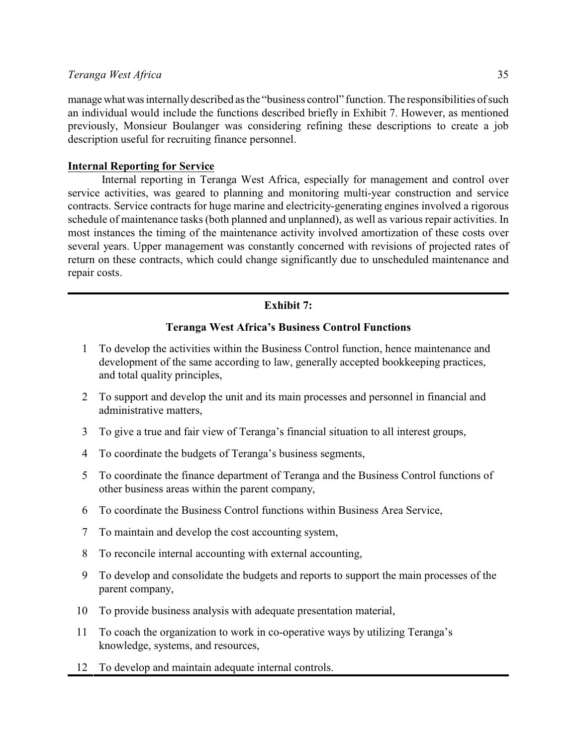manage what was internally described as the "business control" function. The responsibilities of such an individual would include the functions described briefly in Exhibit 7. However, as mentioned previously, Monsieur Boulanger was considering refining these descriptions to create a job description useful for recruiting finance personnel.

## Internal Reporting for Service

Internal reporting in Teranga West Africa, especially for management and control over service activities, was geared to planning and monitoring multi-year construction and service contracts. Service contracts for huge marine and electricity-generating engines involved a rigorous schedule of maintenance tasks (both planned and unplanned), as well as various repair activities. In most instances the timing of the maintenance activity involved amortization of these costs over several years. Upper management was constantly concerned with revisions of projected rates of return on these contracts, which could change significantly due to unscheduled maintenance and repair costs.

---

**Exhibit 7:**

**Teranga West Africa's Business Control Functions**

1. To develop the activities within the Business Control function, hence maintenance and development of the same according to law, generally accepted bookkeeping practices, and total quality principles,
2. To support and develop the unit and its main processes and personnel in financial and administrative matters,
3. To give a true and fair view of Teranga's financial situation to all interest groups,
4. To coordinate the budgets of Teranga's business segments,
5. To coordinate the finance department of Teranga and the Business Control functions of other business areas within the parent company,
6. To coordinate the Business Control functions within Business Area Service,
7. To maintain and develop the cost accounting system,
8. To reconcile internal accounting with external accounting,
9. To develop and consolidate the budgets and reports to support the main processes of the parent company,
10. To provide business analysis with adequate presentation material,
11. To coach the organization to work in co-operative ways by utilizing Teranga's knowledge, systems, and resources,
12. To develop and maintain adequate internal controls.

---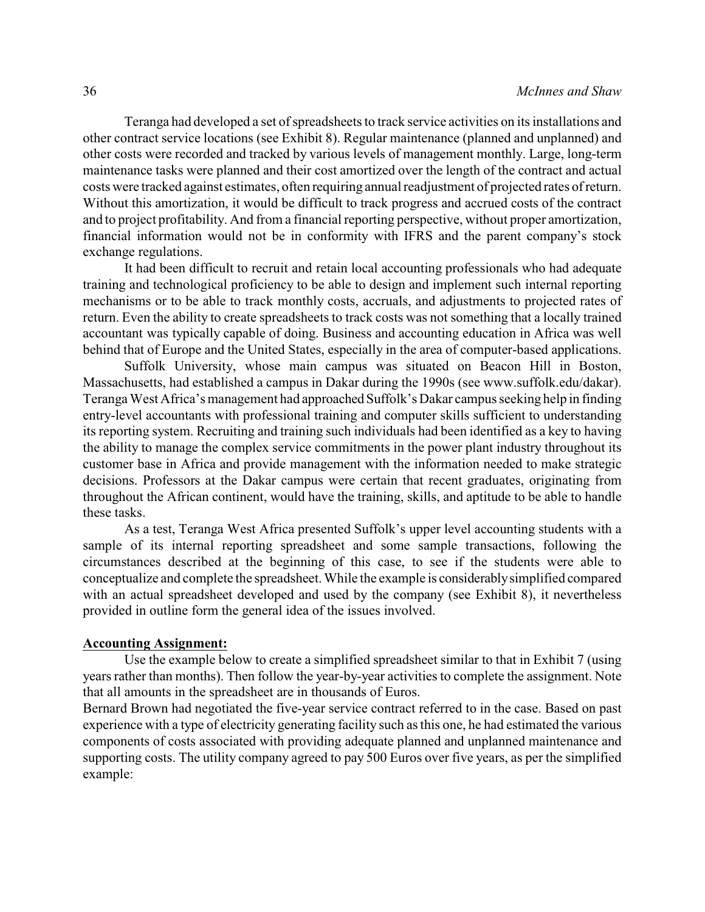Teranga had developed a set of spreadsheets to track service activities on its installations and other contract service locations (see Exhibit 8). Regular maintenance (planned and unplanned) and other costs were recorded and tracked by various levels of management monthly. Large, long-term maintenance tasks were planned and their cost amortized over the length of the contract and actual costs were tracked against estimates, often requiring annual readjustment of projected rates of return. Without this amortization, it would be difficult to track progress and accrued costs of the contract and to project profitability. And from a financial reporting perspective, without proper amortization, financial information would not be in conformity with IFRS and the parent company's stock exchange regulations.

It had been difficult to recruit and retain local accounting professionals who had adequate training and technological proficiency to be able to design and implement such internal reporting mechanisms or to be able to track monthly costs, accruals, and adjustments to projected rates of return. Even the ability to create spreadsheets to track costs was not something that a locally trained accountant was typically capable of doing. Business and accounting education in Africa was well behind that of Europe and the United States, especially in the area of computer-based applications.

Suffolk University, whose main campus was situated on Beacon Hill in Boston, Massachusetts, had established a campus in Dakar during the 1990s (see www.suffolk.edu/dakar). Teranga West Africa's management had approached Suffolk's Dakar campus seeking help in finding entry-level accountants with professional training and computer skills sufficient to understanding its reporting system. Recruiting and training such individuals had been identified as a key to having the ability to manage the complex service commitments in the power plant industry throughout its customer base in Africa and provide management with the information needed to make strategic decisions. Professors at the Dakar campus were certain that recent graduates, originating from throughout the African continent, would have the training, skills, and aptitude to be able to handle these tasks.

As a test, Teranga West Africa presented Suffolk's upper level accounting students with a sample of its internal reporting spreadsheet and some sample transactions, following the circumstances described at the beginning of this case, to see if the students were able to conceptualize and complete the spreadsheet. While the example is considerably simplified compared with an actual spreadsheet developed and used by the company (see Exhibit 8), it nevertheless provided in outline form the general idea of the issues involved.

**Accounting Assignment:**

Use the example below to create a simplified spreadsheet similar to that in Exhibit 7 (using years rather than months). Then follow the year-by-year activities to complete the assignment. Note that all amounts in the spreadsheet are in thousands of Euros.

Bernard Brown had negotiated the five-year service contract referred to in the case. Based on past experience with a type of electricity generating facility such as this one, he had estimated the various components of costs associated with providing adequate planned and unplanned maintenance and supporting costs. The utility company agreed to pay 500 Euros over five years, as per the simplified example: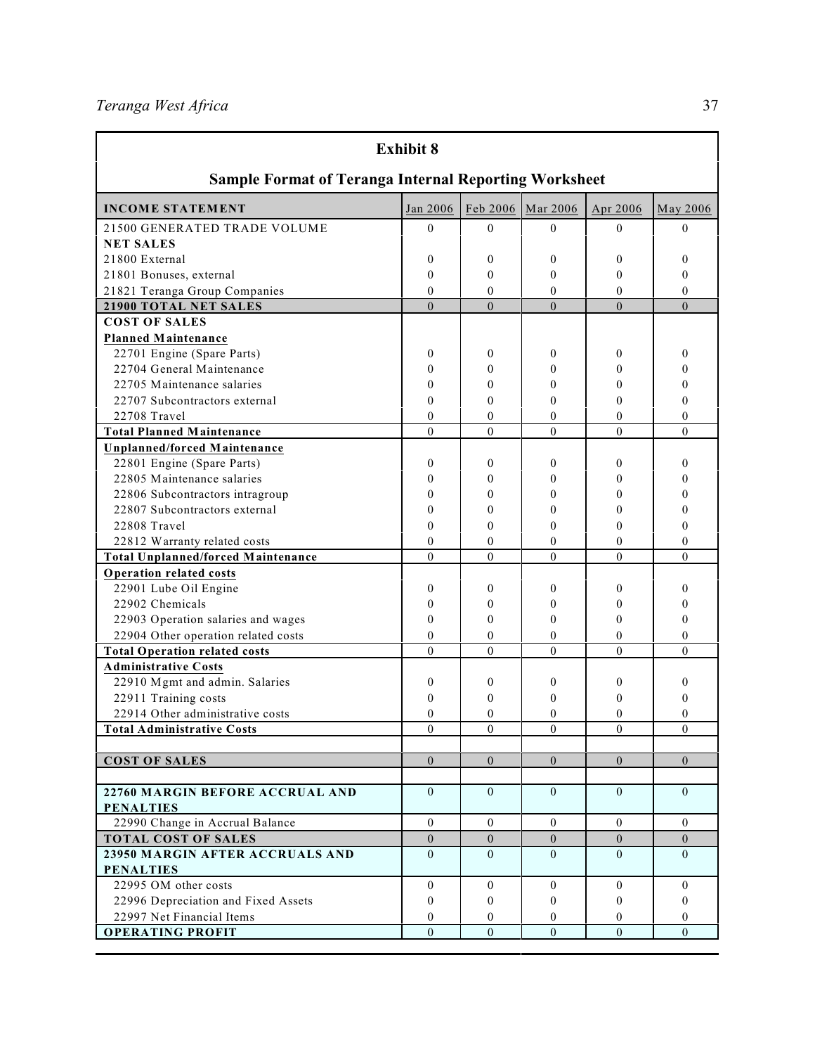## Exhibit 8

### Sample Format of Teranga Internal Reporting Worksheet

| INCOME STATEMENT | Jan 2006 | Feb 2006 | Mar 2006 | Apr 2006 | May 2006 |
|---|---|---|---|---|---|
| 21500 GENERATED TRADE VOLUME | 0 | 0 | 0 | 0 | 0 |
| **NET SALES** | | | | | |
| 21800 External | 0 | 0 | 0 | 0 | 0 |
| 21801 Bonuses, external | 0 | 0 | 0 | 0 | 0 |
| 21821 Teranga Group Companies | 0 | 0 | 0 | 0 | 0 |
| **21900 TOTAL NET SALES** | 0 | 0 | 0 | 0 | 0 |
| **COST OF SALES** | | | | | |
| **Planned Maintenance** | | | | | |
| 22701 Engine (Spare Parts) | 0 | 0 | 0 | 0 | 0 |
| 22704 General Maintenance | 0 | 0 | 0 | 0 | 0 |
| 22705 Maintenance salaries | 0 | 0 | 0 | 0 | 0 |
| 22707 Subcontractors external | 0 | 0 | 0 | 0 | 0 |
| 22708 Travel | 0 | 0 | 0 | 0 | 0 |
| **Total Planned Maintenance** | 0 | 0 | 0 | 0 | 0 |
| **Unplanned/forced Maintenance** | | | | | |
| 22801 Engine (Spare Parts) | 0 | 0 | 0 | 0 | 0 |
| 22805 Maintenance salaries | 0 | 0 | 0 | 0 | 0 |
| 22806 Subcontractors intragroup | 0 | 0 | 0 | 0 | 0 |
| 22807 Subcontractors external | 0 | 0 | 0 | 0 | 0 |
| 22808 Travel | 0 | 0 | 0 | 0 | 0 |
| 22812 Warranty related costs | 0 | 0 | 0 | 0 | 0 |
| **Total Unplanned/forced Maintenance** | 0 | 0 | 0 | 0 | 0 |
| **Operation related costs** | | | | | |
| 22901 Lube Oil Engine | 0 | 0 | 0 | 0 | 0 |
| 22902 Chemicals | 0 | 0 | 0 | 0 | 0 |
| 22903 Operation salaries and wages | 0 | 0 | 0 | 0 | 0 |
| 22904 Other operation related costs | 0 | 0 | 0 | 0 | 0 |
| **Total Operation related costs** | 0 | 0 | 0 | 0 | 0 |
| **Administrative Costs** | | | | | |
| 22910 Mgmt and admin. Salaries | 0 | 0 | 0 | 0 | 0 |
| 22911 Training costs | 0 | 0 | 0 | 0 | 0 |
| 22914 Other administrative costs | 0 | 0 | 0 | 0 | 0 |
| **Total Administrative Costs** | 0 | 0 | 0 | 0 | 0 |
| | | | | | |
| **COST OF SALES** | 0 | 0 | 0 | 0 | 0 |
| | | | | | |
| **22760 MARGIN BEFORE ACCRUAL AND PENALTIES** | 0 | 0 | 0 | 0 | 0 |
| 22990 Change in Accrual Balance | 0 | 0 | 0 | 0 | 0 |
| **TOTAL COST OF SALES** | 0 | 0 | 0 | 0 | 0 |
| **23950 MARGIN AFTER ACCRUALS AND PENALTIES** | 0 | 0 | 0 | 0 | 0 |
| 22995 OM other costs | 0 | 0 | 0 | 0 | 0 |
| 22996 Depreciation and Fixed Assets | 0 | 0 | 0 | 0 | 0 |
| 22997 Net Financial Items | 0 | 0 | 0 | 0 | 0 |
| **OPERATING PROFIT** | 0 | 0 | 0 | 0 | 0 |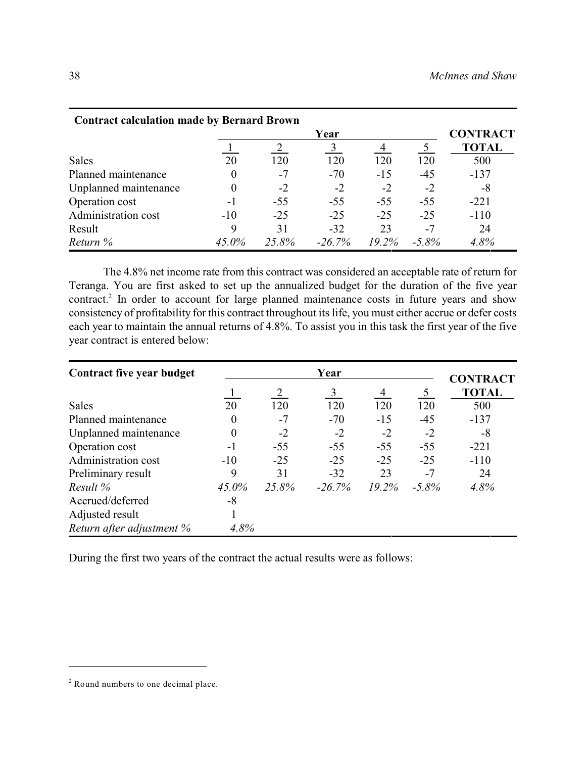| Contract calculation made by Bernard Brown | Year | | | | | CONTRACT |
|---|---|---|---|---|---|---|
| | 1 | 2 | 3 | 4 | 5 | TOTAL |
| Sales | 20 | 120 | 120 | 120 | 120 | 500 |
| Planned maintenance | 0 | -7 | -70 | -15 | -45 | -137 |
| Unplanned maintenance | 0 | -2 | -2 | -2 | -2 | -8 |
| Operation cost | -1 | -55 | -55 | -55 | -55 | -221 |
| Administration cost | -10 | -25 | -25 | -25 | -25 | -110 |
| Result | 9 | 31 | -32 | 23 | -7 | 24 |
| *Return %* | *45.0%* | *25.8%* | *-26.7%* | *19.2%* | *-5.8%* | *4.8%* |

The 4.8% net income rate from this contract was considered an acceptable rate of return for Teranga. You are first asked to set up the annualized budget for the duration of the five year contract.[2] In order to account for large planned maintenance costs in future years and show consistency of profitability for this contract throughout its life, you must either accrue or defer costs each year to maintain the annual returns of 4.8%. To assist you in this task the first year of the five year contract is entered below:

| Contract five year budget | Year | | | | | CONTRACT |
|---|---|---|---|---|---|---|
| | 1 | 2 | 3 | 4 | 5 | TOTAL |
| Sales | 20 | 120 | 120 | 120 | 120 | 500 |
| Planned maintenance | 0 | -7 | -70 | -15 | -45 | -137 |
| Unplanned maintenance | 0 | -2 | -2 | -2 | -2 | -8 |
| Operation cost | -1 | -55 | -55 | -55 | -55 | -221 |
| Administration cost | -10 | -25 | -25 | -25 | -25 | -110 |
| Preliminary result | 9 | 31 | -32 | 23 | -7 | 24 |
| *Result %* | *45.0%* | *25.8%* | *-26.7%* | *19.2%* | *-5.8%* | *4.8%* |
| Accrued/deferred | -8 | | | | | |
| Adjusted result | 1 | | | | | |
| *Return after adjustment %* | *4.8%* | | | | | |

During the first two years of the contract the actual results were as follows:

[2] Round numbers to one decimal place.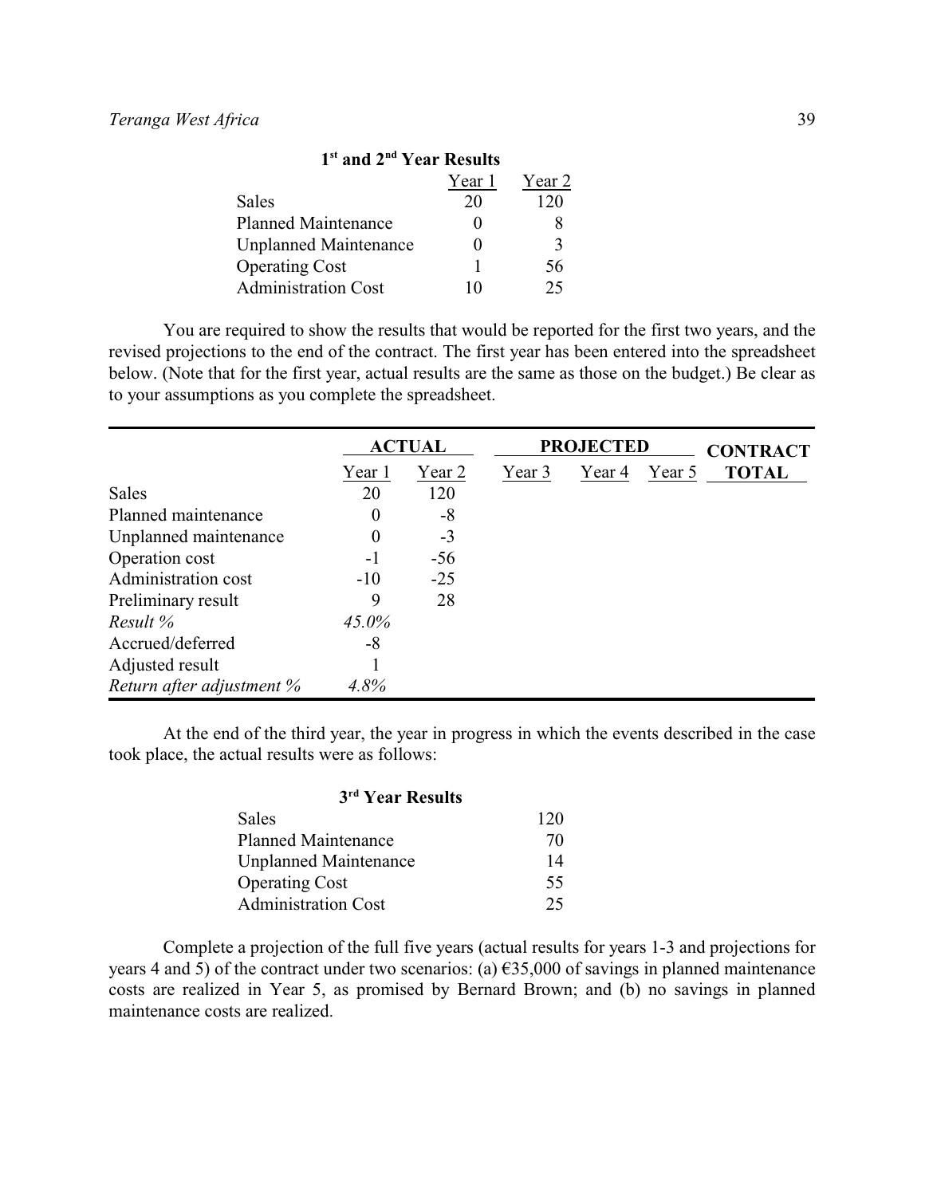**1st and 2nd Year Results**

| | Year 1 | Year 2 |
|---|---|---|
| Sales | 20 | 120 |
| Planned Maintenance | 0 | 8 |
| Unplanned Maintenance | 0 | 3 |
| Operating Cost | 1 | 56 |
| Administration Cost | 10 | 25 |

You are required to show the results that would be reported for the first two years, and the revised projections to the end of the contract. The first year has been entered into the spreadsheet below. (Note that for the first year, actual results are the same as those on the budget.) Be clear as to your assumptions as you complete the spreadsheet.

| | **ACTUAL** | | **PROJECTED** | | | **CONTRACT** |
|---|---|---|---|---|---|---|
| | Year 1 | Year 2 | Year 3 | Year 4 | Year 5 | **TOTAL** |
| Sales | 20 | 120 | | | | |
| Planned maintenance | 0 | -8 | | | | |
| Unplanned maintenance | 0 | -3 | | | | |
| Operation cost | -1 | -56 | | | | |
| Administration cost | -10 | -25 | | | | |
| Preliminary result | 9 | 28 | | | | |
| *Result %* | *45.0%* | | | | | |
| Accrued/deferred | -8 | | | | | |
| Adjusted result | 1 | | | | | |
| *Return after adjustment %* | *4.8%* | | | | | |

At the end of the third year, the year in progress in which the events described in the case took place, the actual results were as follows:

**3rd Year Results**

| | |
|---|---|
| Sales | 120 |
| Planned Maintenance | 70 |
| Unplanned Maintenance | 14 |
| Operating Cost | 55 |
| Administration Cost | 25 |

Complete a projection of the full five years (actual results for years 1-3 and projections for years 4 and 5) of the contract under two scenarios: (a) €35,000 of savings in planned maintenance costs are realized in Year 5, as promised by Bernard Brown; and (b) no savings in planned maintenance costs are realized.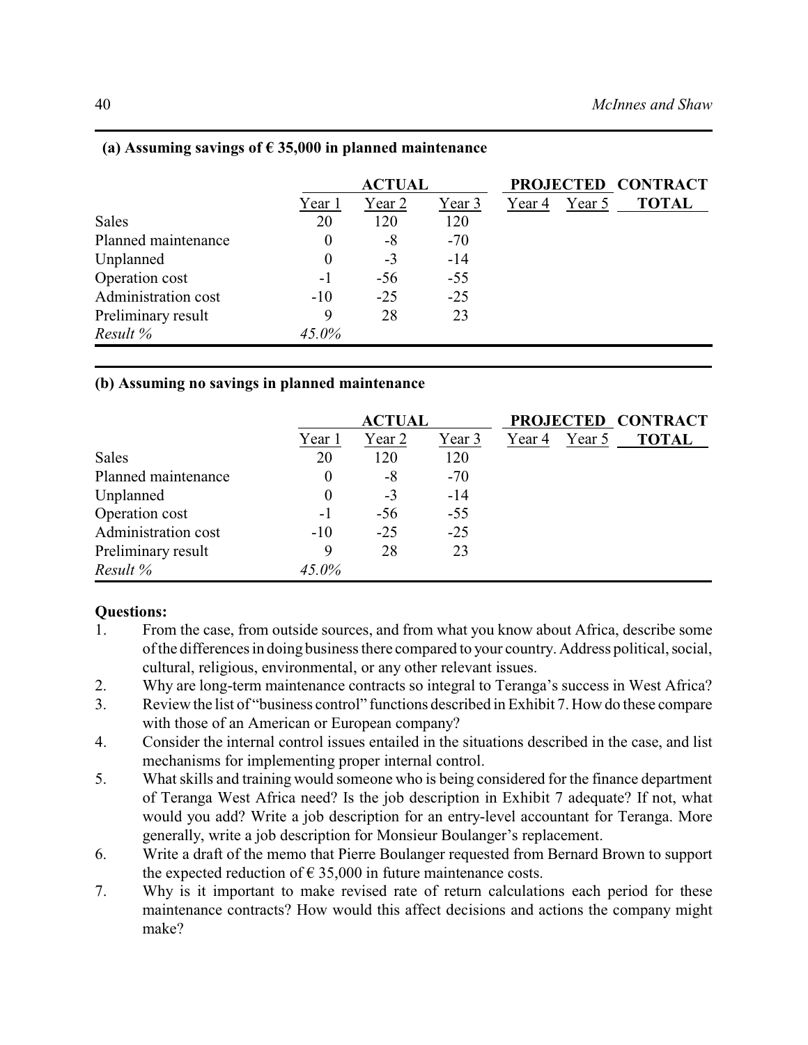**(a) Assuming savings of € 35,000 in planned maintenance**

| | ACTUAL | | | PROJECTED | | CONTRACT |
|---|---|---|---|---|---|---|
| | Year 1 | Year 2 | Year 3 | Year 4 | Year 5 | TOTAL |
| Sales | 20 | 120 | 120 | | | |
| Planned maintenance | 0 | -8 | -70 | | | |
| Unplanned | 0 | -3 | -14 | | | |
| Operation cost | -1 | -56 | -55 | | | |
| Administration cost | -10 | -25 | -25 | | | |
| Preliminary result | 9 | 28 | 23 | | | |
| *Result %* | *45.0%* | | | | | |

**(b) Assuming no savings in planned maintenance**

| | ACTUAL | | | PROJECTED | | CONTRACT |
|---|---|---|---|---|---|---|
| | Year 1 | Year 2 | Year 3 | Year 4 | Year 5 | TOTAL |
| Sales | 20 | 120 | 120 | | | |
| Planned maintenance | 0 | -8 | -70 | | | |
| Unplanned | 0 | -3 | -14 | | | |
| Operation cost | -1 | -56 | -55 | | | |
| Administration cost | -10 | -25 | -25 | | | |
| Preliminary result | 9 | 28 | 23 | | | |
| *Result %* | *45.0%* | | | | | |

**Questions:**

1. From the case, from outside sources, and from what you know about Africa, describe some of the differences in doing business there compared to your country. Address political, social, cultural, religious, environmental, or any other relevant issues.
2. Why are long-term maintenance contracts so integral to Teranga's success in West Africa?
3. Review the list of "business control" functions described in Exhibit 7. How do these compare with those of an American or European company?
4. Consider the internal control issues entailed in the situations described in the case, and list mechanisms for implementing proper internal control.
5. What skills and training would someone who is being considered for the finance department of Teranga West Africa need? Is the job description in Exhibit 7 adequate? If not, what would you add? Write a job description for an entry-level accountant for Teranga. More generally, write a job description for Monsieur Boulanger's replacement.
6. Write a draft of the memo that Pierre Boulanger requested from Bernard Brown to support the expected reduction of € 35,000 in future maintenance costs.
7. Why is it important to make revised rate of return calculations each period for these maintenance contracts? How would this affect decisions and actions the company might make?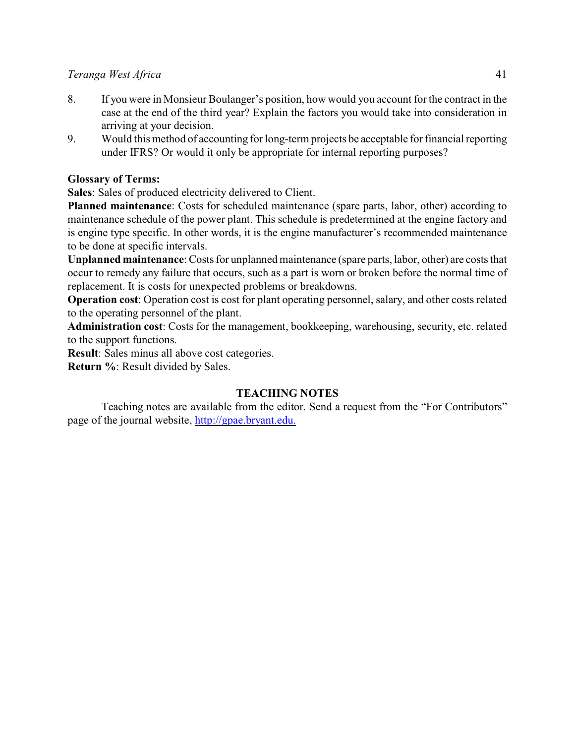8. If you were in Monsieur Boulanger's position, how would you account for the contract in the case at the end of the third year? Explain the factors you would take into consideration in arriving at your decision.
9. Would this method of accounting for long-term projects be acceptable for financial reporting under IFRS? Or would it only be appropriate for internal reporting purposes?

**Glossary of Terms:**

**Sales**: Sales of produced electricity delivered to Client.

**Planned maintenance**: Costs for scheduled maintenance (spare parts, labor, other) according to maintenance schedule of the power plant. This schedule is predetermined at the engine factory and is engine type specific. In other words, it is the engine manufacturer's recommended maintenance to be done at specific intervals.

**Unplanned maintenance**: Costs for unplanned maintenance (spare parts, labor, other) are costs that occur to remedy any failure that occurs, such as a part is worn or broken before the normal time of replacement. It is costs for unexpected problems or breakdowns.

**Operation cost**: Operation cost is cost for plant operating personnel, salary, and other costs related to the operating personnel of the plant.

**Administration cost**: Costs for the management, bookkeeping, warehousing, security, etc. related to the support functions.

**Result**: Sales minus all above cost categories.

**Return %**: Result divided by Sales.

## TEACHING NOTES

Teaching notes are available from the editor. Send a request from the "For Contributors" page of the journal website, [http://gpae.bryant.edu.](http://gpae.bryant.edu)